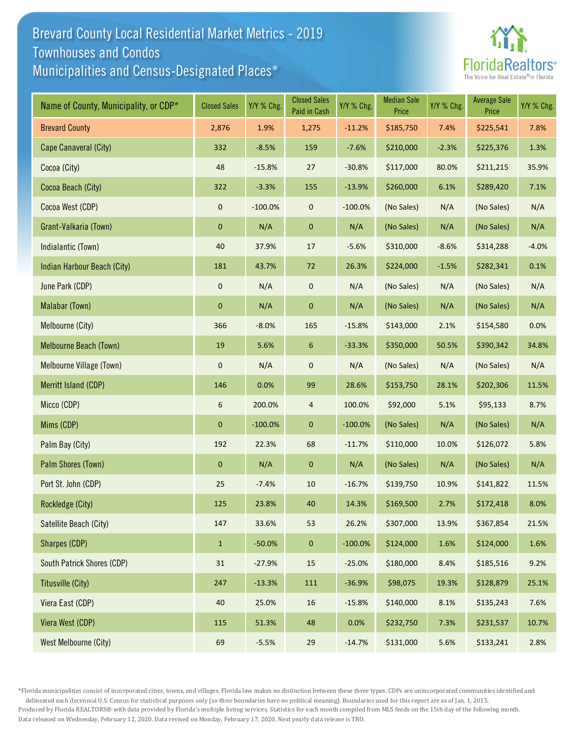# Brevard County Local Residential Market Metrics - 2019
## Townhouses and Condos
## Municipalities and Census-Designated Places*

FloridaRealtors®
The Voice for Real Estate® in Florida

| Name of County, Municipality, or CDP* | Closed Sales | Y/Y % Chg. | Closed Sales Paid in Cash | Y/Y % Chg. | Median Sale Price | Y/Y % Chg. | Average Sale Price | Y/Y % Chg. |
|---|---|---|---|---|---|---|---|---|
| Brevard County | 2,876 | 1.9% | 1,275 | -11.2% | $185,750 | 7.4% | $225,541 | 7.8% |
| Cape Canaveral (City) | 332 | -8.5% | 159 | -7.6% | $210,000 | -2.3% | $225,376 | 1.3% |
| Cocoa (City) | 48 | -15.8% | 27 | -30.8% | $117,000 | 80.0% | $211,215 | 35.9% |
| Cocoa Beach (City) | 322 | -3.3% | 155 | -13.9% | $260,000 | 6.1% | $289,420 | 7.1% |
| Cocoa West (CDP) | 0 | -100.0% | 0 | -100.0% | (No Sales) | N/A | (No Sales) | N/A |
| Grant-Valkaria (Town) | 0 | N/A | 0 | N/A | (No Sales) | N/A | (No Sales) | N/A |
| Indialantic (Town) | 40 | 37.9% | 17 | -5.6% | $310,000 | -8.6% | $314,288 | -4.0% |
| Indian Harbour Beach (City) | 181 | 43.7% | 72 | 26.3% | $224,000 | -1.5% | $282,341 | 0.1% |
| June Park (CDP) | 0 | N/A | 0 | N/A | (No Sales) | N/A | (No Sales) | N/A |
| Malabar (Town) | 0 | N/A | 0 | N/A | (No Sales) | N/A | (No Sales) | N/A |
| Melbourne (City) | 366 | -8.0% | 165 | -15.8% | $143,000 | 2.1% | $154,580 | 0.0% |
| Melbourne Beach (Town) | 19 | 5.6% | 6 | -33.3% | $350,000 | 50.5% | $390,342 | 34.8% |
| Melbourne Village (Town) | 0 | N/A | 0 | N/A | (No Sales) | N/A | (No Sales) | N/A |
| Merritt Island (CDP) | 146 | 0.0% | 99 | 28.6% | $153,750 | 28.1% | $202,306 | 11.5% |
| Micco (CDP) | 6 | 200.0% | 4 | 100.0% | $92,000 | 5.1% | $95,133 | 8.7% |
| Mims (CDP) | 0 | -100.0% | 0 | -100.0% | (No Sales) | N/A | (No Sales) | N/A |
| Palm Bay (City) | 192 | 22.3% | 68 | -11.7% | $110,000 | 10.0% | $126,072 | 5.8% |
| Palm Shores (Town) | 0 | N/A | 0 | N/A | (No Sales) | N/A | (No Sales) | N/A |
| Port St. John (CDP) | 25 | -7.4% | 10 | -16.7% | $139,750 | 10.9% | $141,822 | 11.5% |
| Rockledge (City) | 125 | 23.8% | 40 | 14.3% | $169,500 | 2.7% | $172,418 | 8.0% |
| Satellite Beach (City) | 147 | 33.6% | 53 | 26.2% | $307,000 | 13.9% | $367,854 | 21.5% |
| Sharpes (CDP) | 1 | -50.0% | 0 | -100.0% | $124,000 | 1.6% | $124,000 | 1.6% |
| South Patrick Shores (CDP) | 31 | -27.9% | 15 | -25.0% | $180,000 | 8.4% | $185,516 | 9.2% |
| Titusville (City) | 247 | -13.3% | 111 | -36.9% | $98,075 | 19.3% | $128,879 | 25.1% |
| Viera East (CDP) | 40 | 25.0% | 16 | -15.8% | $140,000 | 8.1% | $135,243 | 7.6% |
| Viera West (CDP) | 115 | 51.3% | 48 | 0.0% | $232,750 | 7.3% | $231,537 | 10.7% |
| West Melbourne (City) | 69 | -5.5% | 29 | -14.7% | $131,000 | 5.6% | $133,241 | 2.8% |

*Florida municipalities consist of incorporated cities, towns, and villages. Florida law makes no distinction between these three types. CDPs are unincorporated communities identified and delineated each decennial U.S. Census for statistical purposes only (so their boundaries have no political meaning). Boundaries used for this report are as of Jan. 1, 2015.
Produced by Florida REALTORS® with data provided by Florida's multiple listing services. Statistics for each month compiled from MLS feeds on the 15th day of the following month.
Data released on Wednesday, February 12, 2020. Data revised on Monday, February 17, 2020. Next yearly data release is TBD.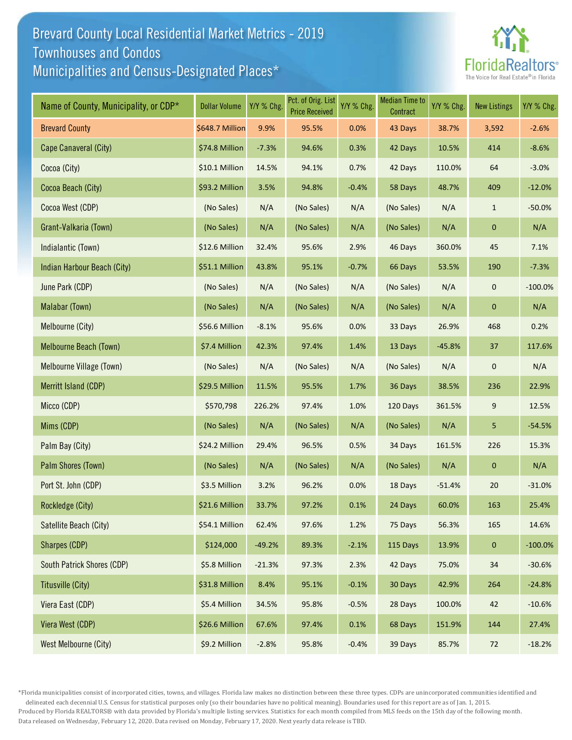# Brevard County Local Residential Market Metrics - 2019
## Townhouses and Condos
## Municipalities and Census-Designated Places*

FloridaRealtors® The Voice for Real Estate® in Florida

| Name of County, Municipality, or CDP* | Dollar Volume | Y/Y % Chg. | Pct. of Orig. List Price Received | Y/Y % Chg. | Median Time to Contract | Y/Y % Chg. | New Listings | Y/Y % Chg. |
|---|---|---|---|---|---|---|---|---|
| Brevard County | $648.7 Million | 9.9% | 95.5% | 0.0% | 43 Days | 38.7% | 3,592 | -2.6% |
| Cape Canaveral (City) | $74.8 Million | -7.3% | 94.6% | 0.3% | 42 Days | 10.5% | 414 | -8.6% |
| Cocoa (City) | $10.1 Million | 14.5% | 94.1% | 0.7% | 42 Days | 110.0% | 64 | -3.0% |
| Cocoa Beach (City) | $93.2 Million | 3.5% | 94.8% | -0.4% | 58 Days | 48.7% | 409 | -12.0% |
| Cocoa West (CDP) | (No Sales) | N/A | (No Sales) | N/A | (No Sales) | N/A | 1 | -50.0% |
| Grant-Valkaria (Town) | (No Sales) | N/A | (No Sales) | N/A | (No Sales) | N/A | 0 | N/A |
| Indialantic (Town) | $12.6 Million | 32.4% | 95.6% | 2.9% | 46 Days | 360.0% | 45 | 7.1% |
| Indian Harbour Beach (City) | $51.1 Million | 43.8% | 95.1% | -0.7% | 66 Days | 53.5% | 190 | -7.3% |
| June Park (CDP) | (No Sales) | N/A | (No Sales) | N/A | (No Sales) | N/A | 0 | -100.0% |
| Malabar (Town) | (No Sales) | N/A | (No Sales) | N/A | (No Sales) | N/A | 0 | N/A |
| Melbourne (City) | $56.6 Million | -8.1% | 95.6% | 0.0% | 33 Days | 26.9% | 468 | 0.2% |
| Melbourne Beach (Town) | $7.4 Million | 42.3% | 97.4% | 1.4% | 13 Days | -45.8% | 37 | 117.6% |
| Melbourne Village (Town) | (No Sales) | N/A | (No Sales) | N/A | (No Sales) | N/A | 0 | N/A |
| Merritt Island (CDP) | $29.5 Million | 11.5% | 95.5% | 1.7% | 36 Days | 38.5% | 236 | 22.9% |
| Micco (CDP) | $570,798 | 226.2% | 97.4% | 1.0% | 120 Days | 361.5% | 9 | 12.5% |
| Mims (CDP) | (No Sales) | N/A | (No Sales) | N/A | (No Sales) | N/A | 5 | -54.5% |
| Palm Bay (City) | $24.2 Million | 29.4% | 96.5% | 0.5% | 34 Days | 161.5% | 226 | 15.3% |
| Palm Shores (Town) | (No Sales) | N/A | (No Sales) | N/A | (No Sales) | N/A | 0 | N/A |
| Port St. John (CDP) | $3.5 Million | 3.2% | 96.2% | 0.0% | 18 Days | -51.4% | 20 | -31.0% |
| Rockledge (City) | $21.6 Million | 33.7% | 97.2% | 0.1% | 24 Days | 60.0% | 163 | 25.4% |
| Satellite Beach (City) | $54.1 Million | 62.4% | 97.6% | 1.2% | 75 Days | 56.3% | 165 | 14.6% |
| Sharpes (CDP) | $124,000 | -49.2% | 89.3% | -2.1% | 115 Days | 13.9% | 0 | -100.0% |
| South Patrick Shores (CDP) | $5.8 Million | -21.3% | 97.3% | 2.3% | 42 Days | 75.0% | 34 | -30.6% |
| Titusville (City) | $31.8 Million | 8.4% | 95.1% | -0.1% | 30 Days | 42.9% | 264 | -24.8% |
| Viera East (CDP) | $5.4 Million | 34.5% | 95.8% | -0.5% | 28 Days | 100.0% | 42 | -10.6% |
| Viera West (CDP) | $26.6 Million | 67.6% | 97.4% | 0.1% | 68 Days | 151.9% | 144 | 27.4% |
| West Melbourne (City) | $9.2 Million | -2.8% | 95.8% | -0.4% | 39 Days | 85.7% | 72 | -18.2% |

*Florida municipalities consist of incorporated cities, towns, and villages. Florida law makes no distinction between these three types. CDPs are unincorporated communities identified and delineated each decennial U.S. Census for statistical purposes only (so their boundaries have no political meaning). Boundaries used for this report are as of Jan. 1, 2015.
Produced by Florida REALTORS® with data provided by Florida's multiple listing services. Statistics for each month compiled from MLS feeds on the 15th day of the following month.
Data released on Wednesday, February 12, 2020. Data revised on Monday, February 17, 2020. Next yearly data release is TBD.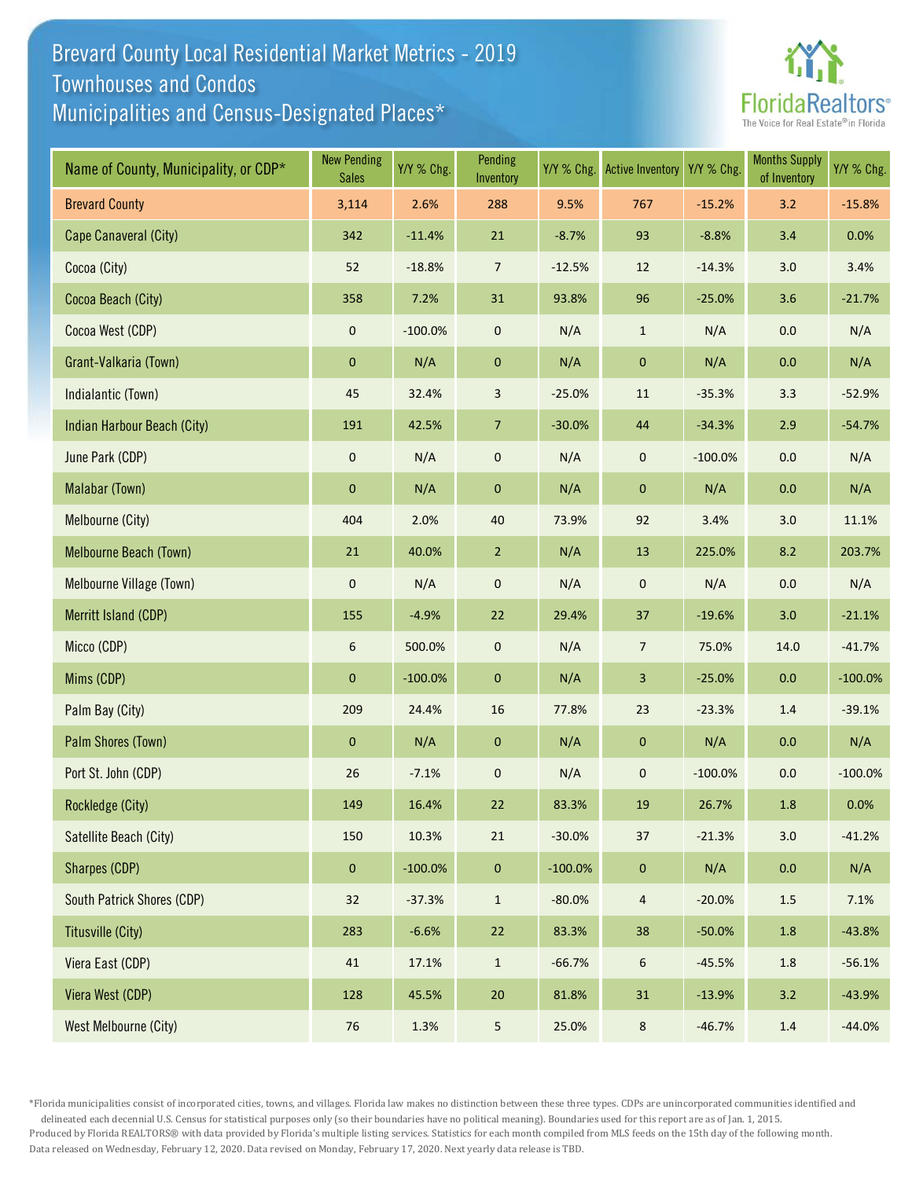# Brevard County Local Residential Market Metrics - 2019
## Townhouses and Condos
## Municipalities and Census-Designated Places*

| Name of County, Municipality, or CDP* | New Pending Sales | Y/Y % Chg. | Pending Inventory | Y/Y % Chg. | Active Inventory | Y/Y % Chg. | Months Supply of Inventory | Y/Y % Chg. |
|---|---|---|---|---|---|---|---|---|
| Brevard County | 3,114 | 2.6% | 288 | 9.5% | 767 | -15.2% | 3.2 | -15.8% |
| Cape Canaveral (City) | 342 | -11.4% | 21 | -8.7% | 93 | -8.8% | 3.4 | 0.0% |
| Cocoa (City) | 52 | -18.8% | 7 | -12.5% | 12 | -14.3% | 3.0 | 3.4% |
| Cocoa Beach (City) | 358 | 7.2% | 31 | 93.8% | 96 | -25.0% | 3.6 | -21.7% |
| Cocoa West (CDP) | 0 | -100.0% | 0 | N/A | 1 | N/A | 0.0 | N/A |
| Grant-Valkaria (Town) | 0 | N/A | 0 | N/A | 0 | N/A | 0.0 | N/A |
| Indialantic (Town) | 45 | 32.4% | 3 | -25.0% | 11 | -35.3% | 3.3 | -52.9% |
| Indian Harbour Beach (City) | 191 | 42.5% | 7 | -30.0% | 44 | -34.3% | 2.9 | -54.7% |
| June Park (CDP) | 0 | N/A | 0 | N/A | 0 | -100.0% | 0.0 | N/A |
| Malabar (Town) | 0 | N/A | 0 | N/A | 0 | N/A | 0.0 | N/A |
| Melbourne (City) | 404 | 2.0% | 40 | 73.9% | 92 | 3.4% | 3.0 | 11.1% |
| Melbourne Beach (Town) | 21 | 40.0% | 2 | N/A | 13 | 225.0% | 8.2 | 203.7% |
| Melbourne Village (Town) | 0 | N/A | 0 | N/A | 0 | N/A | 0.0 | N/A |
| Merritt Island (CDP) | 155 | -4.9% | 22 | 29.4% | 37 | -19.6% | 3.0 | -21.1% |
| Micco (CDP) | 6 | 500.0% | 0 | N/A | 7 | 75.0% | 14.0 | -41.7% |
| Mims (CDP) | 0 | -100.0% | 0 | N/A | 3 | -25.0% | 0.0 | -100.0% |
| Palm Bay (City) | 209 | 24.4% | 16 | 77.8% | 23 | -23.3% | 1.4 | -39.1% |
| Palm Shores (Town) | 0 | N/A | 0 | N/A | 0 | N/A | 0.0 | N/A |
| Port St. John (CDP) | 26 | -7.1% | 0 | N/A | 0 | -100.0% | 0.0 | -100.0% |
| Rockledge (City) | 149 | 16.4% | 22 | 83.3% | 19 | 26.7% | 1.8 | 0.0% |
| Satellite Beach (City) | 150 | 10.3% | 21 | -30.0% | 37 | -21.3% | 3.0 | -41.2% |
| Sharpes (CDP) | 0 | -100.0% | 0 | -100.0% | 0 | N/A | 0.0 | N/A |
| South Patrick Shores (CDP) | 32 | -37.3% | 1 | -80.0% | 4 | -20.0% | 1.5 | 7.1% |
| Titusville (City) | 283 | -6.6% | 22 | 83.3% | 38 | -50.0% | 1.8 | -43.8% |
| Viera East (CDP) | 41 | 17.1% | 1 | -66.7% | 6 | -45.5% | 1.8 | -56.1% |
| Viera West (CDP) | 128 | 45.5% | 20 | 81.8% | 31 | -13.9% | 3.2 | -43.9% |
| West Melbourne (City) | 76 | 1.3% | 5 | 25.0% | 8 | -46.7% | 1.4 | -44.0% |

*Florida municipalities consist of incorporated cities, towns, and villages. Florida law makes no distinction between these three types. CDPs are unincorporated communities identified and delineated each decennial U.S. Census for statistical purposes only (so their boundaries have no political meaning). Boundaries used for this report are as of Jan. 1, 2015.
Produced by Florida REALTORS® with data provided by Florida's multiple listing services. Statistics for each month compiled from MLS feeds on the 15th day of the following month.
Data released on Wednesday, February 12, 2020. Data revised on Monday, February 17, 2020. Next yearly data release is TBD.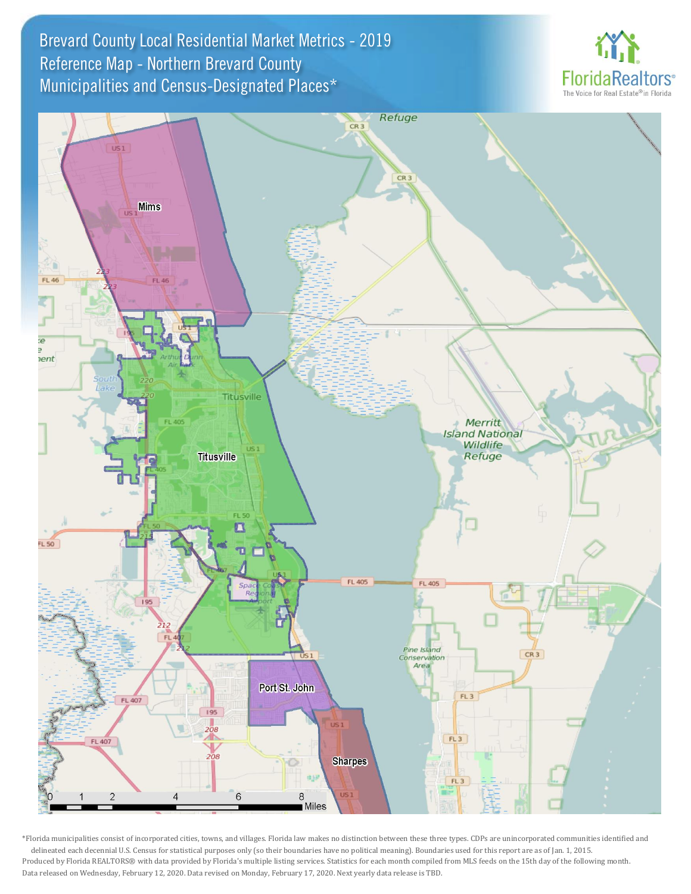# Brevard County Local Residential Market Metrics - 2019
## Reference Map - Northern Brevard County
## Municipalities and Census-Designated Places*

FloridaRealtors®
The Voice for Real Estate® in Florida

Mims

Titusville

Port St. John

Sharpes

*Florida municipalities consist of incorporated cities, towns, and villages. Florida law makes no distinction between these three types. CDPs are unincorporated communities identified and delineated each decennial U.S. Census for statistical purposes only (so their boundaries have no political meaning). Boundaries used for this report are as of Jan. 1, 2015.

Produced by Florida REALTORS® with data provided by Florida's multiple listing services. Statistics for each month compiled from MLS feeds on the 15th day of the following month.

Data released on Wednesday, February 12, 2020. Data revised on Monday, February 17, 2020. Next yearly data release is TBD.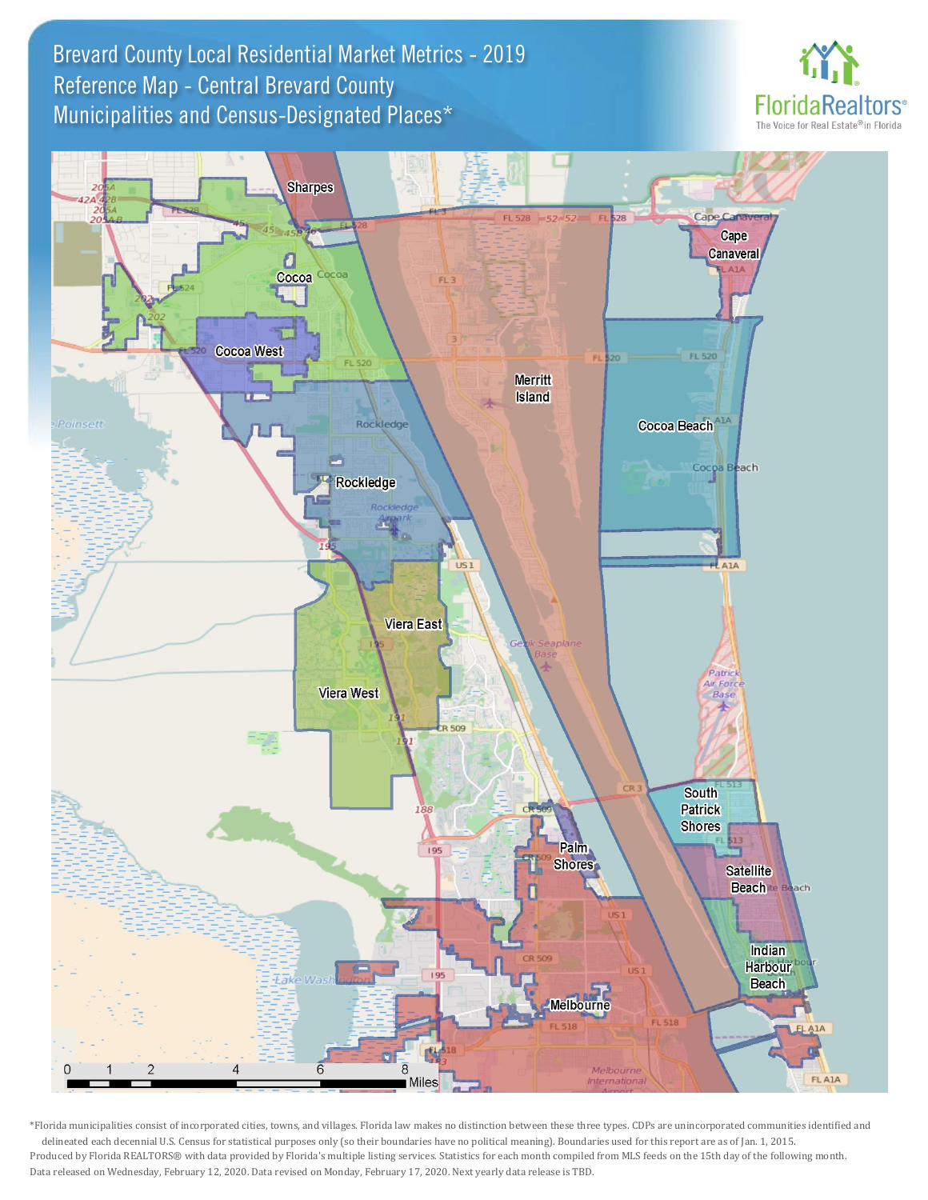# Brevard County Local Residential Market Metrics - 2019
## Reference Map - Central Brevard County
## Municipalities and Census-Designated Places*

Florida Realtors® The Voice for Real Estate® in Florida

Sharpes

Cocoa

Cocoa West

Rockledge

Merritt Island

Cape Canaveral

Cocoa Beach

Viera East

Viera West

South Patrick Shores

Palm Shores

Satellite Beach

Indian Harbour Beach

Melbourne

0 1 2 4 6 8 Miles

*Florida municipalities consist of incorporated cities, towns, and villages. Florida law makes no distinction between these three types. CDPs are unincorporated communities identified and delineated each decennial U.S. Census for statistical purposes only (so their boundaries have no political meaning). Boundaries used for this report are as of Jan. 1, 2015.

Produced by Florida REALTORS® with data provided by Florida's multiple listing services. Statistics for each month compiled from MLS feeds on the 15th day of the following month.

Data released on Wednesday, February 12, 2020. Data revised on Monday, February 17, 2020. Next yearly data release is TBD.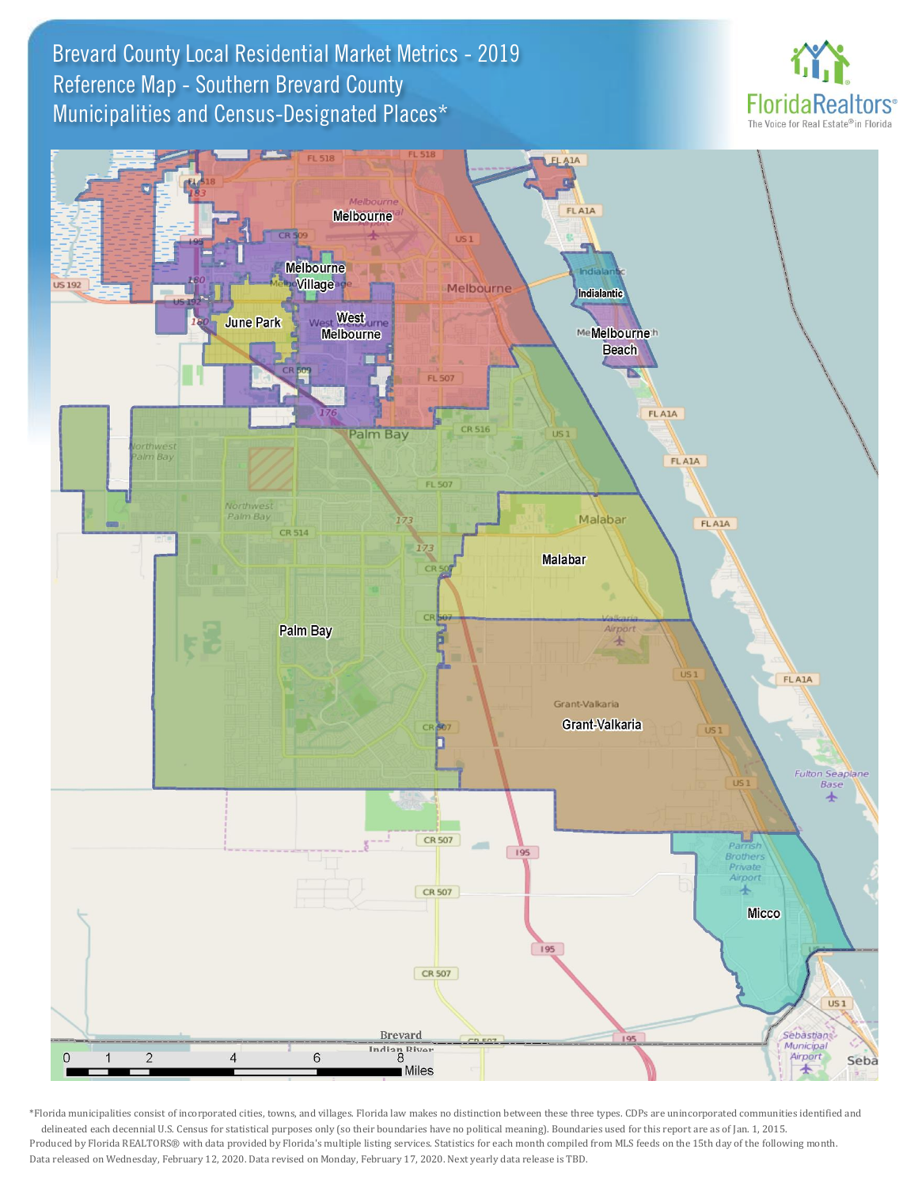# Brevard County Local Residential Market Metrics - 2019
## Reference Map - Southern Brevard County
## Municipalities and Census-Designated Places*

FloridaRealtors®
The Voice for Real Estate® in Florida

Melbourne
Melbourne Village
June Park
West Melbourne
Indialantic
Melbourne Beach
Palm Bay
Malabar
Grant-Valkaria
Micco

0 1 2 4 6 8 Miles

*Florida municipalities consist of incorporated cities, towns, and villages. Florida law makes no distinction between these three types. CDPs are unincorporated communities identified and delineated each decennial U.S. Census for statistical purposes only (so their boundaries have no political meaning). Boundaries used for this report are as of Jan. 1, 2015.

Produced by Florida REALTORS® with data provided by Florida's multiple listing services. Statistics for each month compiled from MLS feeds on the 15th day of the following month. Data released on Wednesday, February 12, 2020. Data revised on Monday, February 17, 2020. Next yearly data release is TBD.